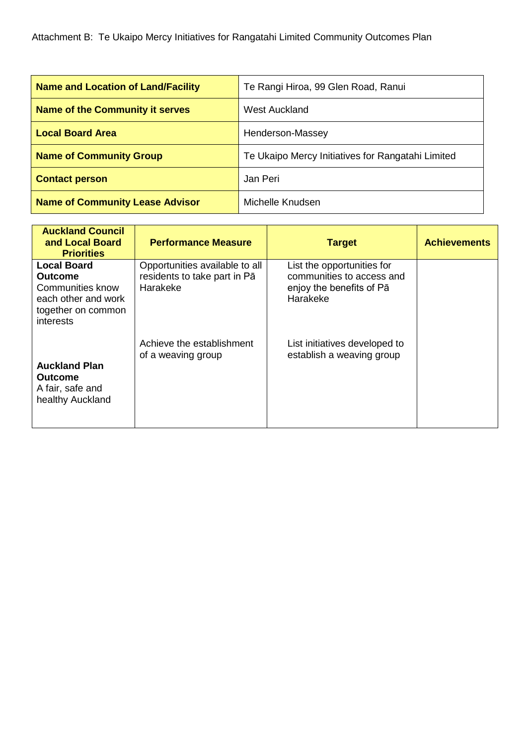Attachment B: Te Ukaipo Mercy Initiatives for Rangatahi Limited Community Outcomes Plan

| **Name and Location of Land/Facility** | Te Rangi Hiroa, 99 Glen Road, Ranui |
|---|---|
| **Name of the Community it serves** | West Auckland |
| **Local Board Area** | Henderson-Massey |
| **Name of Community Group** | Te Ukaipo Mercy Initiatives for Rangatahi Limited |
| **Contact person** | Jan Peri |
| **Name of Community Lease Advisor** | Michelle Knudsen |

| **Auckland Council and Local Board Priorities** | **Performance Measure** | **Target** | **Achievements** |
|---|---|---|---|
| **Local Board Outcome** Communities know each other and work together on common interests | Opportunities available to all residents to take part in Pā Harakeke | List the opportunities for communities to access and enjoy the benefits of Pā Harakeke | |
| **Auckland Plan Outcome** A fair, safe and healthy Auckland | Achieve the establishment of a weaving group | List initiatives developed to establish a weaving group | |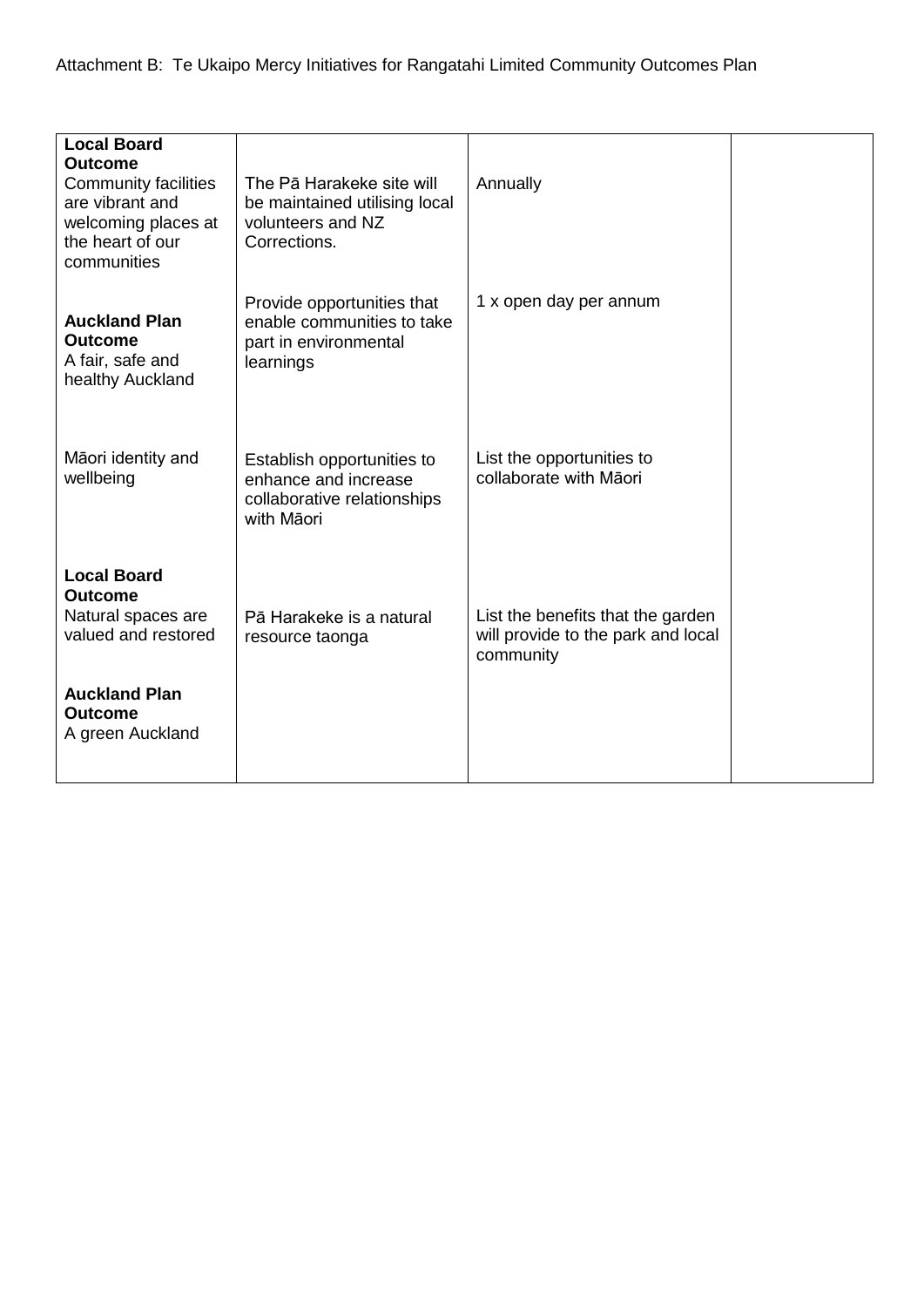Attachment B: Te Ukaipo Mercy Initiatives for Rangatahi Limited Community Outcomes Plan

| | | | |
|---|---|---|---|
| **Local Board Outcome** Community facilities are vibrant and welcoming places at the heart of our communities | The Pā Harakeke site will be maintained utilising local volunteers and NZ Corrections. | Annually | |
| **Auckland Plan Outcome** A fair, safe and healthy Auckland | Provide opportunities that enable communities to take part in environmental learnings | 1 x open day per annum | |
| Māori identity and wellbeing | Establish opportunities to enhance and increase collaborative relationships with Māori | List the opportunities to collaborate with Māori | |
| **Local Board Outcome** Natural spaces are valued and restored<br><br>**Auckland Plan Outcome** A green Auckland | Pā Harakeke is a natural resource taonga | List the benefits that the garden will provide to the park and local community | |